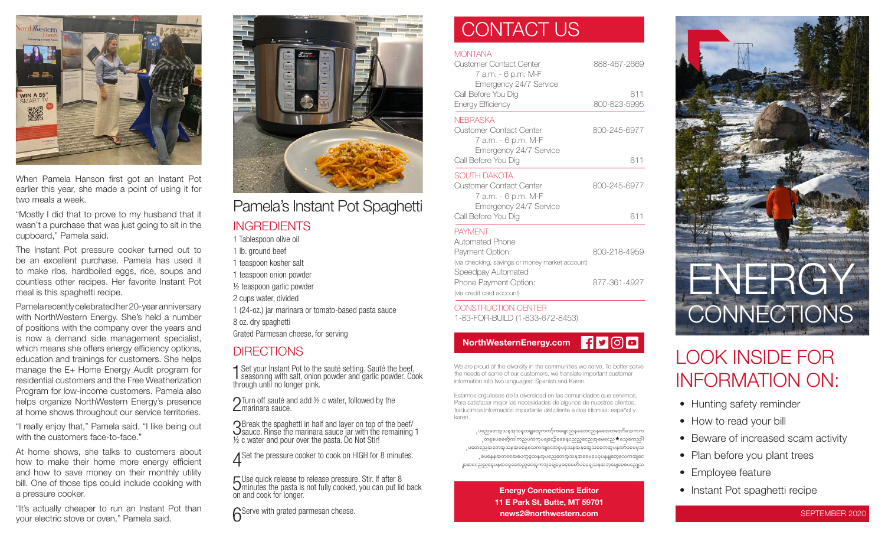When Pamela Hanson first got an Instant Pot earlier this year, she made a point of using it for two meals a week.

"Mostly I did that to prove to my husband that it wasn't a purchase that was just going to sit in the cupboard," Pamela said.

The Instant Pot pressure cooker turned out to be an excellent purchase. Pamela has used it to make ribs, hardboiled eggs, rice, soups and countless other recipes. Her favorite Instant Pot meal is this spaghetti recipe.

Pamela recently celebrated her 20-year anniversary with NorthWestern Energy. She's held a number of positions with the company over the years and is now a demand side management specialist, which means she offers energy efficiency options, education and trainings for customers. She helps manage the E+ Home Energy Audit program for residential customers and the Free Weatherization Program for low-income customers. Pamela also helps organize NorthWestern Energy's presence at home shows throughout our service territories.

"I really enjoy that," Pamela said. "I like being out with the customers face-to-face."

At home shows, she talks to customers about how to make their home more energy efficient and how to save money on their monthly utility bill. One of those tips could include cooking with a pressure cooker.

"It's actually cheaper to run an Instant Pot than your electric stove or oven," Pamela said.

# Pamela's Instant Pot Spaghetti

## INGREDIENTS

1 Tablespoon olive oil
1 lb. ground beef
1 teaspoon kosher salt
1 teaspoon onion powder
½ teaspoon garlic powder
2 cups water, divided
1 (24-oz.) jar marinara or tomato-based pasta sauce
8 oz. dry spaghetti
Grated Parmesan cheese, for serving

## DIRECTIONS

1. Set your Instant Pot to the sauté setting. Sauté the beef, seasoning with salt, onion powder and garlic powder. Cook through until no longer pink.
2. Turn off sauté and add ½ c water, followed by the marinara sauce.
3. Break the spaghetti in half and layer on top of the beef/sauce. Rinse the marinara sauce jar with the remaining 1 ½ c water and pour over the pasta. Do Not Stir!
4. Set the pressure cooker to cook on HIGH for 8 minutes.
5. Use quick release to release pressure. Stir. If after 8 minutes the pasta is not fully cooked, you can put lid back on and cook for longer.
6. Serve with grated parmesan cheese.

# CONTACT US

## MONTANA

| | |
|---|---|
| Customer Contact Center<br>7 a.m. - 6 p.m. M-F<br>Emergency 24/7 Service | 888-467-2669 |
| Call Before You Dig | 811 |
| Energy Efficiency | 800-823-5995 |

## NEBRASKA

| | |
|---|---|
| Customer Contact Center<br>7 a.m. - 6 p.m. M-F<br>Emergency 24/7 Service | 800-245-6977 |
| Call Before You Dig | 811 |

## SOUTH DAKOTA

| | |
|---|---|
| Customer Contact Center<br>7 a.m. - 6 p.m. M-F<br>Emergency 24/7 Service | 800-245-6977 |
| Call Before You Dig | 811 |

## PAYMENT

| | |
|---|---|
| Automated Phone Payment Option:<br>(via checking, savings or money market account) | 800-218-4959 |
| Speedpay Automated Phone Payment Option:<br>(via credit card account) | 877-361-4927 |

## CONSTRUCTION CENTER

1-83-FOR-BUILD (1-833-672-8453)

**NorthWesternEnergy.com**

We are proud of the diversity in the communities we serve. To better serve the needs of some of our customers, we translate important customer information into two languages: Spanish and Karen.

Estamos orgullosos de la diversidad en las comunidades que servimos. Para satisfacer mejor las necesidades de algunos de nuestros clientes, traducimos información importante del cliente a dos idiomas: español y karen.

**Energy Connections Editor**
**11 E Park St, Butte, MT 59701**
**news2@northwestern.com**

# ENERGY CONNECTIONS

## LOOK INSIDE FOR INFORMATION ON:

- Hunting safety reminder
- How to read your bill
- Beware of increased scam activity
- Plan before you plant trees
- Employee feature
- Instant Pot spaghetti recipe

SEPTEMBER 2020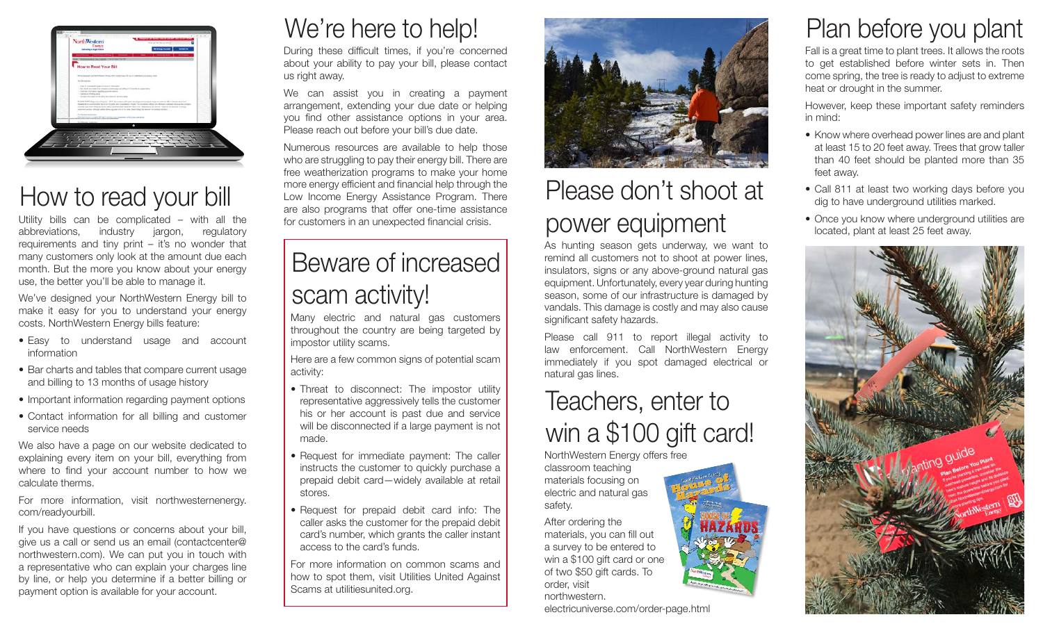# How to read your bill

Utility bills can be complicated – with all the abbreviations, industry jargon, regulatory requirements and tiny print – it's no wonder that many customers only look at the amount due each month. But the more you know about your energy use, the better you'll be able to manage it.

We've designed your NorthWestern Energy bill to make it easy for you to understand your energy costs. NorthWestern Energy bills feature:

- Easy to understand usage and account information
- Bar charts and tables that compare current usage and billing to 13 months of usage history
- Important information regarding payment options
- Contact information for all billing and customer service needs

We also have a page on our website dedicated to explaining every item on your bill, everything from where to find your account number to how we calculate therms.

For more information, visit northwesternenergy.com/readyourbill.

If you have questions or concerns about your bill, give us a call or send us an email (contactcenter@northwestern.com). We can put you in touch with a representative who can explain your charges line by line, or help you determine if a better billing or payment option is available for your account.

# We're here to help!

During these difficult times, if you're concerned about your ability to pay your bill, please contact us right away.

We can assist you in creating a payment arrangement, extending your due date or helping you find other assistance options in your area. Please reach out before your bill's due date.

Numerous resources are available to help those who are struggling to pay their energy bill. There are free weatherization programs to make your home more energy efficient and financial help through the Low Income Energy Assistance Program. There are also programs that offer one-time assistance for customers in an unexpected financial crisis.

# Beware of increased scam activity!

Many electric and natural gas customers throughout the country are being targeted by impostor utility scams.

Here are a few common signs of potential scam activity:

- Threat to disconnect: The impostor utility representative aggressively tells the customer his or her account is past due and service will be disconnected if a large payment is not made.
- Request for immediate payment: The caller instructs the customer to quickly purchase a prepaid debit card—widely available at retail stores.
- Request for prepaid debit card info: The caller asks the customer for the prepaid debit card's number, which grants the caller instant access to the card's funds.

For more information on common scams and how to spot them, visit Utilities United Against Scams at utilitiesunited.org.

# Please don't shoot at power equipment

As hunting season gets underway, we want to remind all customers not to shoot at power lines, insulators, signs or any above-ground natural gas equipment. Unfortunately, every year during hunting season, some of our infrastructure is damaged by vandals. This damage is costly and may also cause significant safety hazards.

Please call 911 to report illegal activity to law enforcement. Call NorthWestern Energy immediately if you spot damaged electrical or natural gas lines.

# Teachers, enter to win a $100 gift card!

NorthWestern Energy offers free classroom teaching materials focusing on electric and natural gas safety.

After ordering the materials, you can fill out a survey to be entered to win a $100 gift card or one of two $50 gift cards. To order, visit northwestern.electricuniverse.com/order-page.html

# Plan before you plant

Fall is a great time to plant trees. It allows the roots to get established before winter sets in. Then come spring, the tree is ready to adjust to extreme heat or drought in the summer.

However, keep these important safety reminders in mind:

- Know where overhead power lines are and plant at least 15 to 20 feet away. Trees that grow taller than 40 feet should be planted more than 35 feet away.
- Call 811 at least two working days before you dig to have underground utilities marked.
- Once you know where underground utilities are located, plant at least 25 feet away.